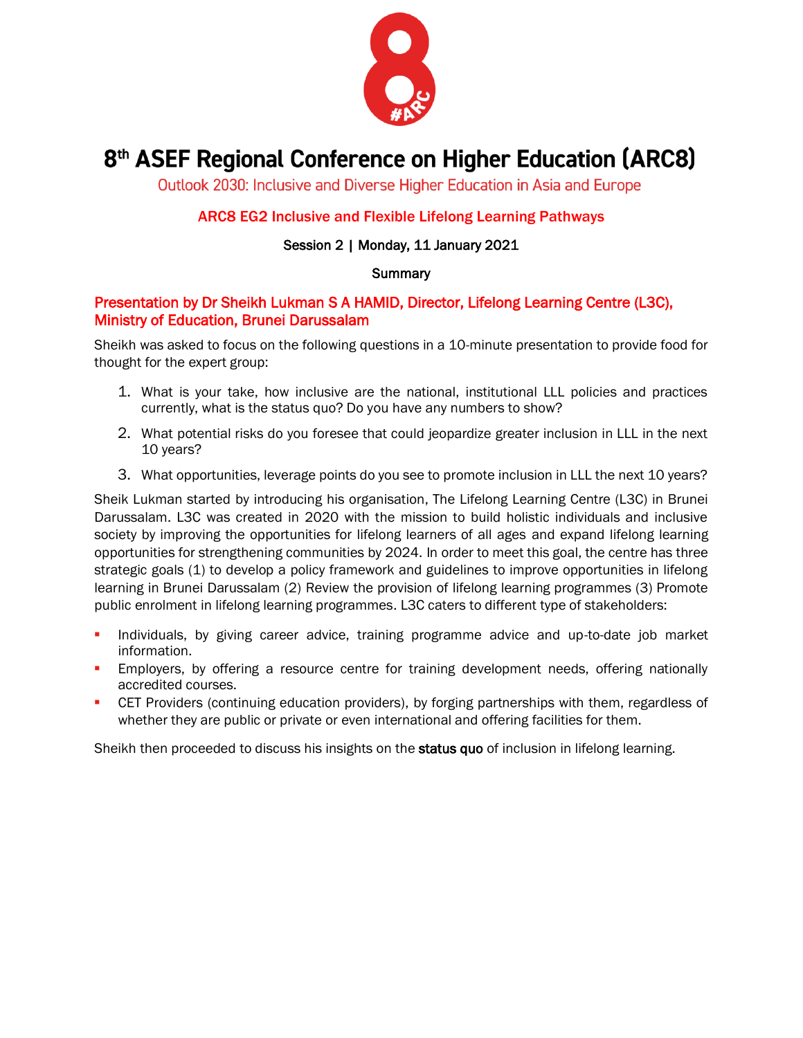# 8th ASEF Regional Conference on Higher Education (ARC8)

Outlook 2030: Inclusive and Diverse Higher Education in Asia and Europe

## ARC8 EG2 Inclusive and Flexible Lifelong Learning Pathways

Session 2 | Monday, 11 January 2021

Summary

### Presentation by Dr Sheikh Lukman S A HAMID, Director, Lifelong Learning Centre (L3C), Ministry of Education, Brunei Darussalam

Sheikh was asked to focus on the following questions in a 10-minute presentation to provide food for thought for the expert group:

1. What is your take, how inclusive are the national, institutional LLL policies and practices currently, what is the status quo? Do you have any numbers to show?
2. What potential risks do you foresee that could jeopardize greater inclusion in LLL in the next 10 years?
3. What opportunities, leverage points do you see to promote inclusion in LLL the next 10 years?

Sheik Lukman started by introducing his organisation, The Lifelong Learning Centre (L3C) in Brunei Darussalam. L3C was created in 2020 with the mission to build holistic individuals and inclusive society by improving the opportunities for lifelong learners of all ages and expand lifelong learning opportunities for strengthening communities by 2024. In order to meet this goal, the centre has three strategic goals (1) to develop a policy framework and guidelines to improve opportunities in lifelong learning in Brunei Darussalam (2) Review the provision of lifelong learning programmes (3) Promote public enrolment in lifelong learning programmes. L3C caters to different type of stakeholders:

- Individuals, by giving career advice, training programme advice and up-to-date job market information.
- Employers, by offering a resource centre for training development needs, offering nationally accredited courses.
- CET Providers (continuing education providers), by forging partnerships with them, regardless of whether they are public or private or even international and offering facilities for them.

Sheikh then proceeded to discuss his insights on the **status quo** of inclusion in lifelong learning.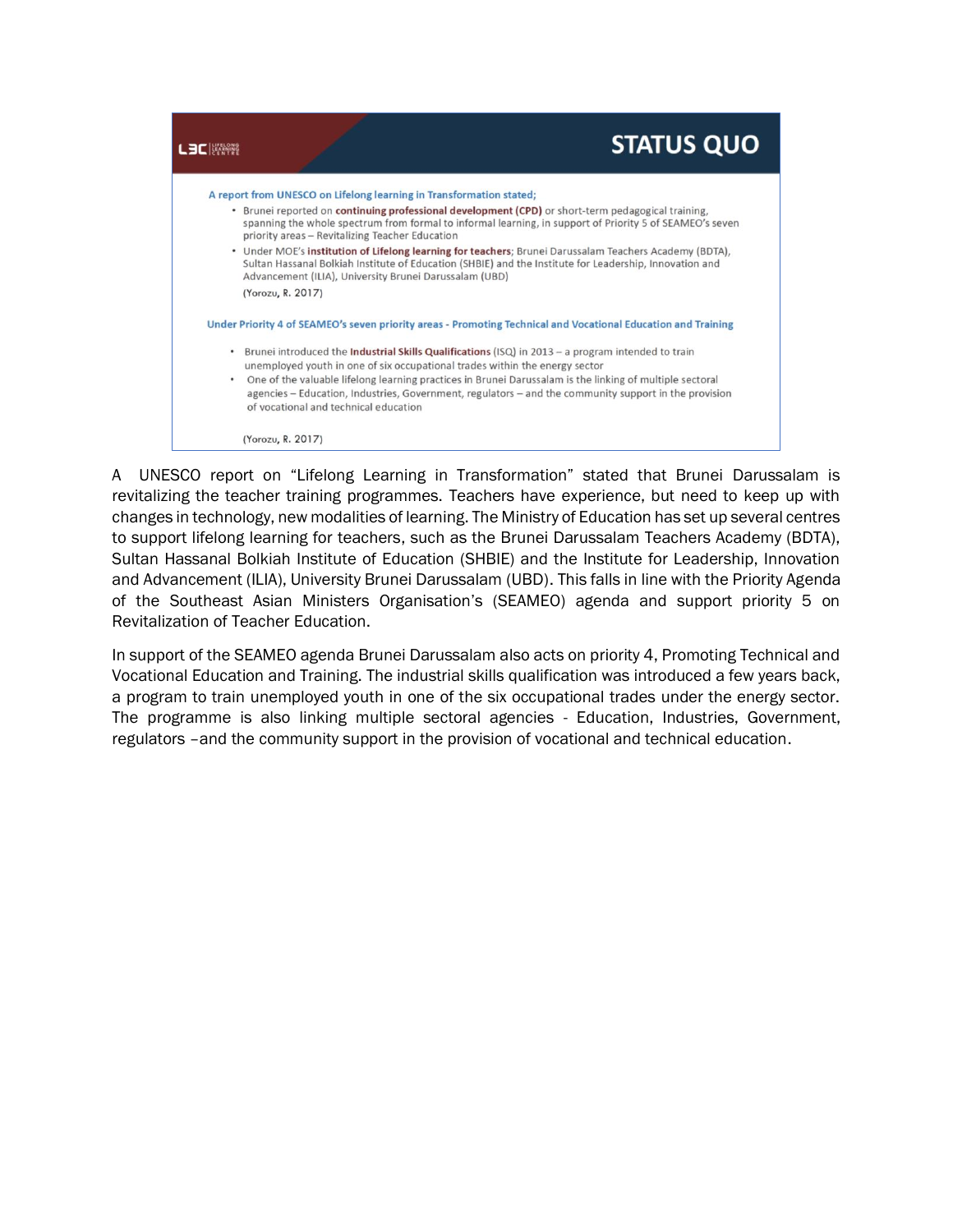## STATUS QUO

A report from UNESCO on Lifelong learning in Transformation stated;

- Brunei reported on **continuing professional development (CPD)** or short-term pedagogical training, spanning the whole spectrum from formal to informal learning, in support of Priority 5 of SEAMEO's seven priority areas – Revitalizing Teacher Education
- Under MOE's **institution of Lifelong learning for teachers**; Brunei Darussalam Teachers Academy (BDTA), Sultan Hassanal Bolkiah Institute of Education (SHBIE) and the Institute for Leadership, Innovation and Advancement (ILIA), University Brunei Darussalam (UBD)

(Yorozu, R. 2017)

Under Priority 4 of SEAMEO's seven priority areas - Promoting Technical and Vocational Education and Training

- Brunei introduced the **Industrial Skills Qualifications** (ISQ) in 2013 – a program intended to train unemployed youth in one of six occupational trades within the energy sector
- One of the valuable lifelong learning practices in Brunei Darussalam is the linking of multiple sectoral agencies – Education, Industries, Government, regulators – and the community support in the provision of vocational and technical education

(Yorozu, R. 2017)

A UNESCO report on "Lifelong Learning in Transformation" stated that Brunei Darussalam is revitalizing the teacher training programmes. Teachers have experience, but need to keep up with changes in technology, new modalities of learning. The Ministry of Education has set up several centres to support lifelong learning for teachers, such as the Brunei Darussalam Teachers Academy (BDTA), Sultan Hassanal Bolkiah Institute of Education (SHBIE) and the Institute for Leadership, Innovation and Advancement (ILIA), University Brunei Darussalam (UBD). This falls in line with the Priority Agenda of the Southeast Asian Ministers Organisation's (SEAMEO) agenda and support priority 5 on Revitalization of Teacher Education.

In support of the SEAMEO agenda Brunei Darussalam also acts on priority 4, Promoting Technical and Vocational Education and Training. The industrial skills qualification was introduced a few years back, a program to train unemployed youth in one of the six occupational trades under the energy sector. The programme is also linking multiple sectoral agencies - Education, Industries, Government, regulators –and the community support in the provision of vocational and technical education.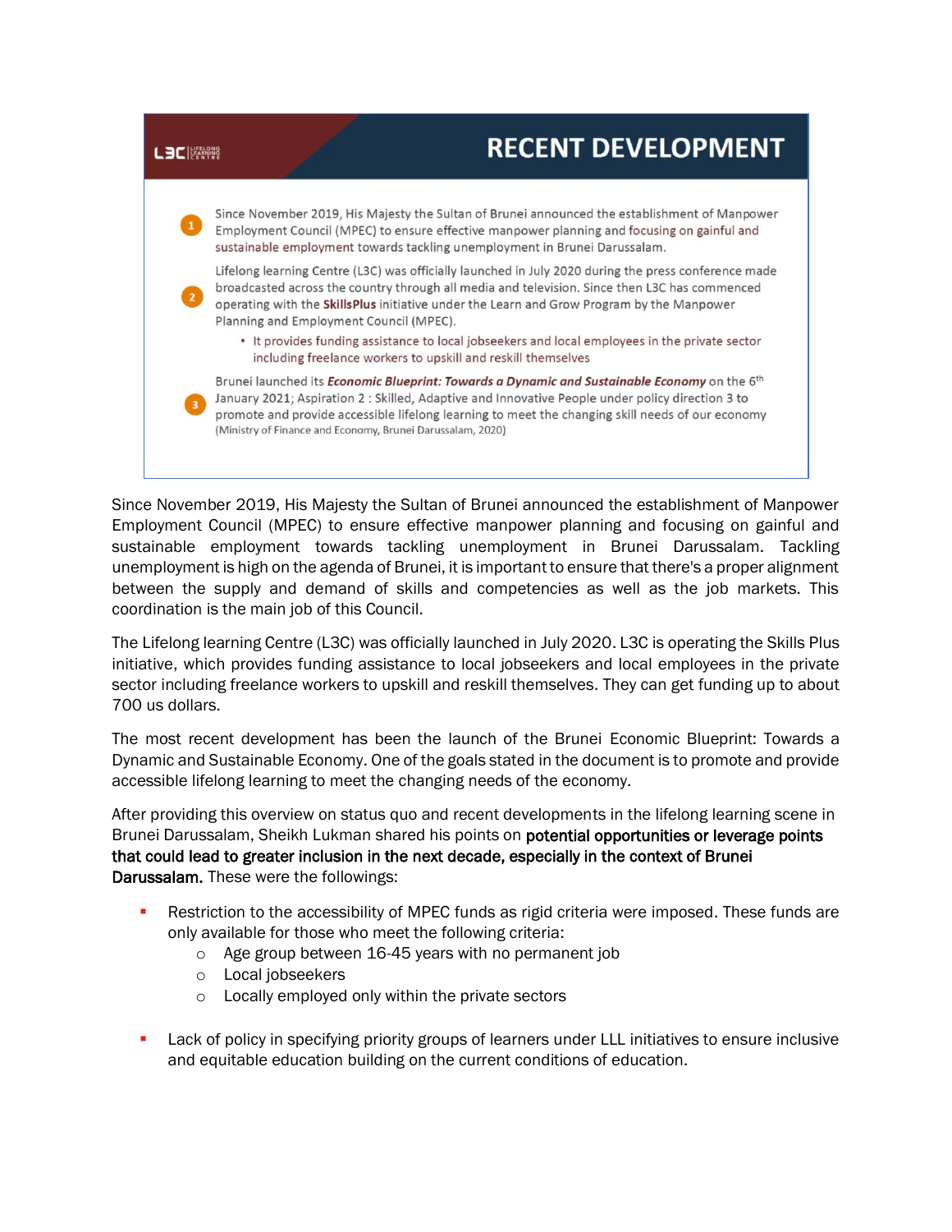**RECENT DEVELOPMENT**

1. Since November 2019, His Majesty the Sultan of Brunei announced the establishment of Manpower Employment Council (MPEC) to ensure effective manpower planning and focusing on gainful and sustainable employment towards tackling unemployment in Brunei Darussalam.
2. Lifelong learning Centre (L3C) was officially launched in July 2020 during the press conference made broadcasted across the country through all media and television. Since then L3C has commenced operating with the **SkillsPlus** initiative under the Learn and Grow Program by the Manpower Planning and Employment Council (MPEC).
   - It provides funding assistance to local jobseekers and local employees in the private sector including freelance workers to upskill and reskill themselves
3. Brunei launched its ***Economic Blueprint: Towards a Dynamic and Sustainable Economy*** on the 6th January 2021; Aspiration 2 : Skilled, Adaptive and Innovative People under policy direction 3 to promote and provide accessible lifelong learning to meet the changing skill needs of our economy (Ministry of Finance and Economy, Brunei Darussalam, 2020)

Since November 2019, His Majesty the Sultan of Brunei announced the establishment of Manpower Employment Council (MPEC) to ensure effective manpower planning and focusing on gainful and sustainable employment towards tackling unemployment in Brunei Darussalam. Tackling unemployment is high on the agenda of Brunei, it is important to ensure that there's a proper alignment between the supply and demand of skills and competencies as well as the job markets. This coordination is the main job of this Council.

The Lifelong learning Centre (L3C) was officially launched in July 2020. L3C is operating the Skills Plus initiative, which provides funding assistance to local jobseekers and local employees in the private sector including freelance workers to upskill and reskill themselves. They can get funding up to about 700 us dollars.

The most recent development has been the launch of the Brunei Economic Blueprint: Towards a Dynamic and Sustainable Economy. One of the goals stated in the document is to promote and provide accessible lifelong learning to meet the changing needs of the economy.

After providing this overview on status quo and recent developments in the lifelong learning scene in Brunei Darussalam, Sheikh Lukman shared his points on **potential opportunities or leverage points that could lead to greater inclusion in the next decade, especially in the context of Brunei Darussalam.** These were the followings:

- Restriction to the accessibility of MPEC funds as rigid criteria were imposed. These funds are only available for those who meet the following criteria:
  - Age group between 16-45 years with no permanent job
  - Local jobseekers
  - Locally employed only within the private sectors
- Lack of policy in specifying priority groups of learners under LLL initiatives to ensure inclusive and equitable education building on the current conditions of education.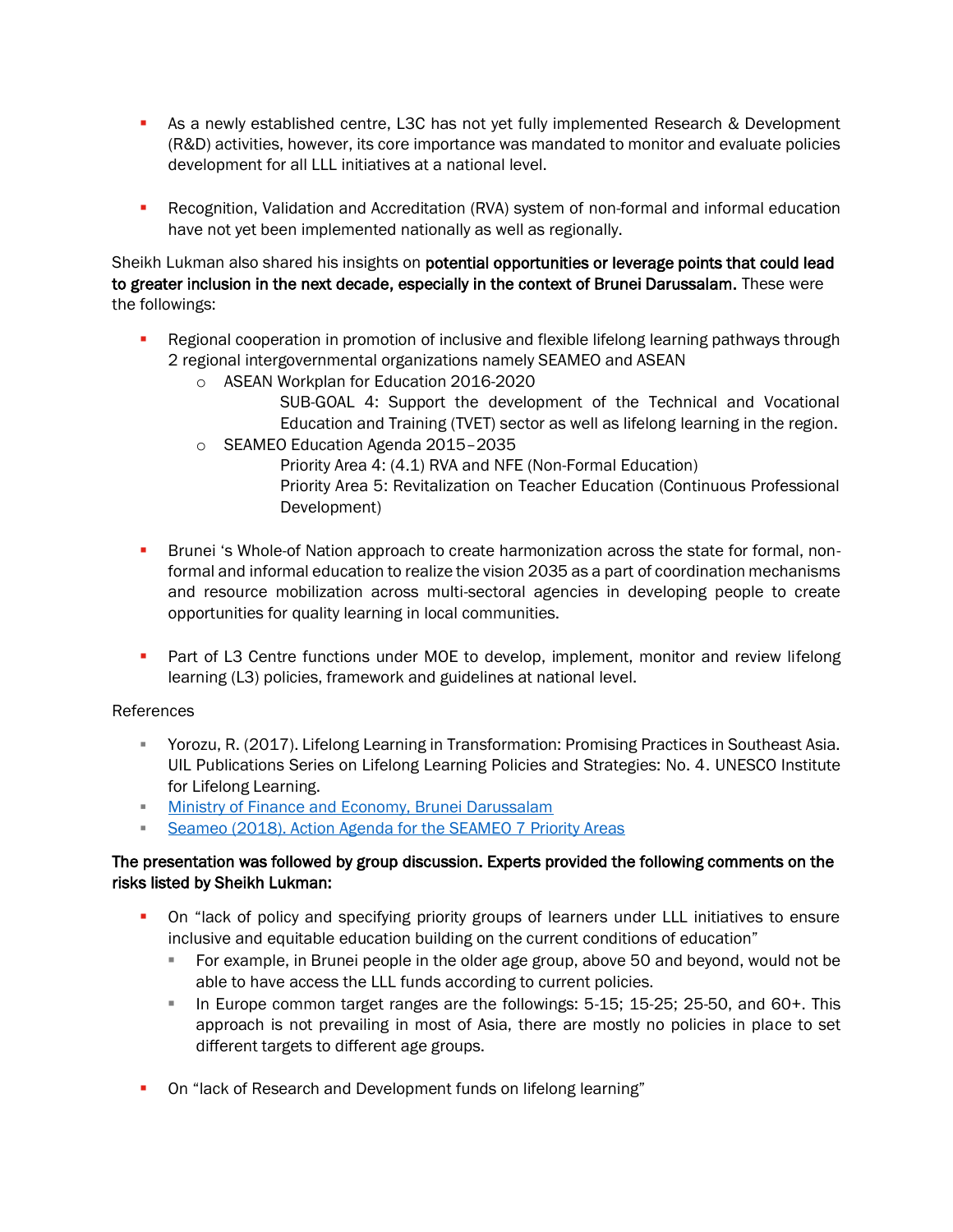- As a newly established centre, L3C has not yet fully implemented Research & Development (R&D) activities, however, its core importance was mandated to monitor and evaluate policies development for all LLL initiatives at a national level.

- Recognition, Validation and Accreditation (RVA) system of non-formal and informal education have not yet been implemented nationally as well as regionally.

Sheikh Lukman also shared his insights on **potential opportunities or leverage points that could lead to greater inclusion in the next decade, especially in the context of Brunei Darussalam.** These were the followings:

- Regional cooperation in promotion of inclusive and flexible lifelong learning pathways through 2 regional intergovernmental organizations namely SEAMEO and ASEAN
  - ASEAN Workplan for Education 2016-2020
    - SUB-GOAL 4: Support the development of the Technical and Vocational Education and Training (TVET) sector as well as lifelong learning in the region.
  - SEAMEO Education Agenda 2015–2035
    - Priority Area 4: (4.1) RVA and NFE (Non-Formal Education)
    - Priority Area 5: Revitalization on Teacher Education (Continuous Professional Development)

- Brunei 's Whole-of Nation approach to create harmonization across the state for formal, non-formal and informal education to realize the vision 2035 as a part of coordination mechanisms and resource mobilization across multi-sectoral agencies in developing people to create opportunities for quality learning in local communities.

- Part of L3 Centre functions under MOE to develop, implement, monitor and review lifelong learning (L3) policies, framework and guidelines at national level.

References

- Yorozu, R. (2017). Lifelong Learning in Transformation: Promising Practices in Southeast Asia. UIL Publications Series on Lifelong Learning Policies and Strategies: No. 4. UNESCO Institute for Lifelong Learning.
- Ministry of Finance and Economy, Brunei Darussalam
- Seameo (2018). Action Agenda for the SEAMEO 7 Priority Areas

**The presentation was followed by group discussion. Experts provided the following comments on the risks listed by Sheikh Lukman:**

- On "lack of policy and specifying priority groups of learners under LLL initiatives to ensure inclusive and equitable education building on the current conditions of education"
  - For example, in Brunei people in the older age group, above 50 and beyond, would not be able to have access the LLL funds according to current policies.
  - In Europe common target ranges are the followings: 5-15; 15-25; 25-50, and 60+. This approach is not prevailing in most of Asia, there are mostly no policies in place to set different targets to different age groups.

- On "lack of Research and Development funds on lifelong learning"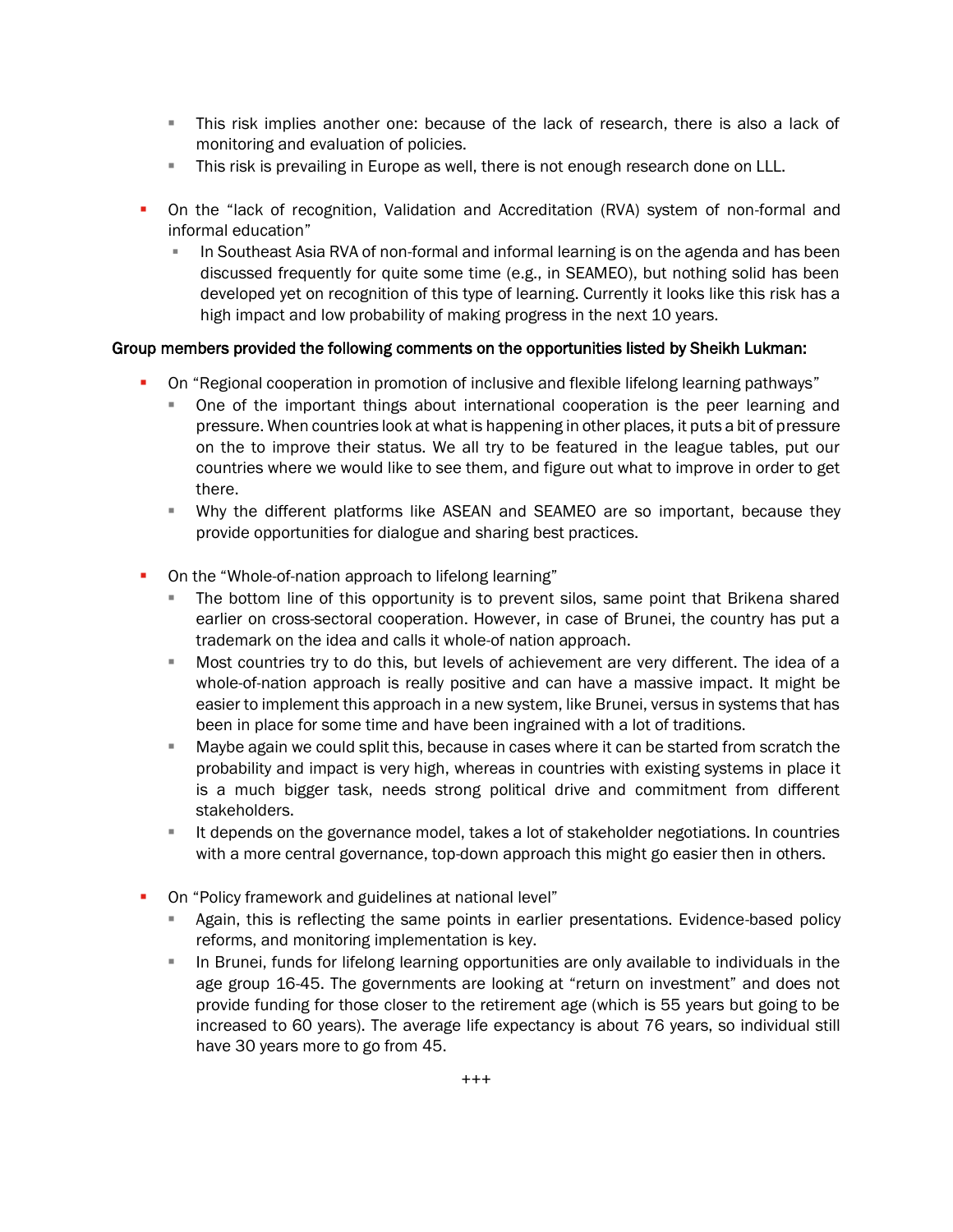- This risk implies another one: because of the lack of research, there is also a lack of monitoring and evaluation of policies.
  - This risk is prevailing in Europe as well, there is not enough research done on LLL.

- On the "lack of recognition, Validation and Accreditation (RVA) system of non-formal and informal education"
  - In Southeast Asia RVA of non-formal and informal learning is on the agenda and has been discussed frequently for quite some time (e.g., in SEAMEO), but nothing solid has been developed yet on recognition of this type of learning. Currently it looks like this risk has a high impact and low probability of making progress in the next 10 years.

**Group members provided the following comments on the opportunities listed by Sheikh Lukman:**

- On "Regional cooperation in promotion of inclusive and flexible lifelong learning pathways"
  - One of the important things about international cooperation is the peer learning and pressure. When countries look at what is happening in other places, it puts a bit of pressure on the to improve their status. We all try to be featured in the league tables, put our countries where we would like to see them, and figure out what to improve in order to get there.
  - Why the different platforms like ASEAN and SEAMEO are so important, because they provide opportunities for dialogue and sharing best practices.

- On the "Whole-of-nation approach to lifelong learning"
  - The bottom line of this opportunity is to prevent silos, same point that Brikena shared earlier on cross-sectoral cooperation. However, in case of Brunei, the country has put a trademark on the idea and calls it whole-of nation approach.
  - Most countries try to do this, but levels of achievement are very different. The idea of a whole-of-nation approach is really positive and can have a massive impact. It might be easier to implement this approach in a new system, like Brunei, versus in systems that has been in place for some time and have been ingrained with a lot of traditions.
  - Maybe again we could split this, because in cases where it can be started from scratch the probability and impact is very high, whereas in countries with existing systems in place it is a much bigger task, needs strong political drive and commitment from different stakeholders.
  - It depends on the governance model, takes a lot of stakeholder negotiations. In countries with a more central governance, top-down approach this might go easier then in others.

- On "Policy framework and guidelines at national level"
  - Again, this is reflecting the same points in earlier presentations. Evidence-based policy reforms, and monitoring implementation is key.
  - In Brunei, funds for lifelong learning opportunities are only available to individuals in the age group 16-45. The governments are looking at "return on investment" and does not provide funding for those closer to the retirement age (which is 55 years but going to be increased to 60 years). The average life expectancy is about 76 years, so individual still have 30 years more to go from 45.

+++